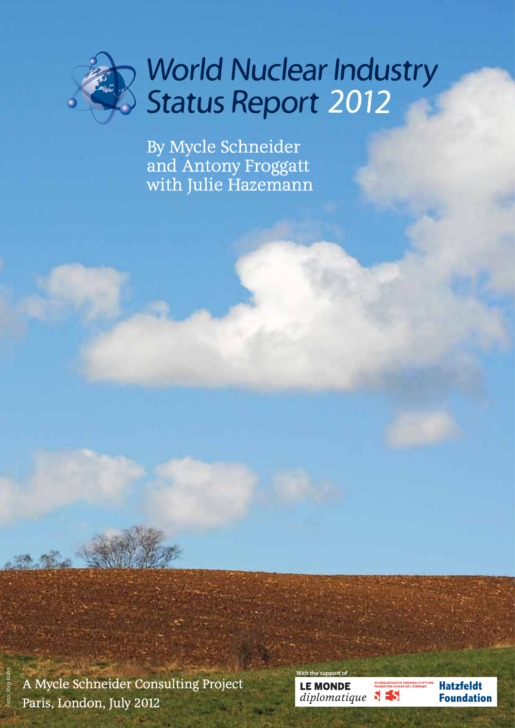# World Nuclear Industry Status Report 2012

By Mycle Schneider and Antony Froggatt with Julie Hazemann

Foto: Jörg Kohn

A Mycle Schneider Consulting Project
Paris, London, July 2012

With the support of

LE MONDE *diplomatique*

SCHWEIZERISCHE ENERGIE-STIFTUNG FONDATION SUISSE DE L'ENERGIE SES

Hatzfeldt Foundation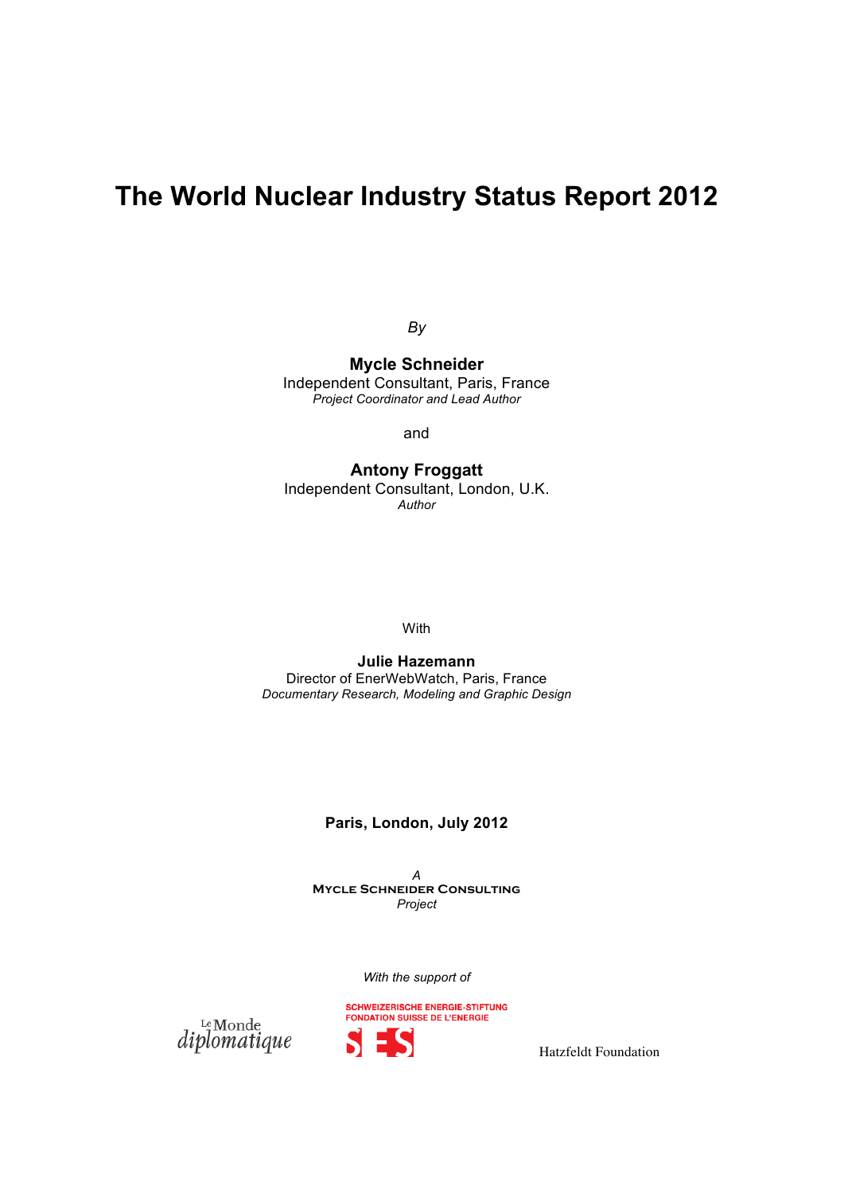# The World Nuclear Industry Status Report 2012

*By*

**Mycle Schneider**
Independent Consultant, Paris, France
*Project Coordinator and Lead Author*

and

**Antony Froggatt**
Independent Consultant, London, U.K.
*Author*

With

**Julie Hazemann**
Director of EnerWebWatch, Paris, France
*Documentary Research, Modeling and Graphic Design*

**Paris, London, July 2012**

*A*
MYCLE SCHNEIDER CONSULTING
*Project*

*With the support of*

Le Monde diplomatique

SCHWEIZERISCHE ENERGIE-STIFTUNG
FONDATION SUISSE DE L'ENERGIE
SES

Hatzfeldt Foundation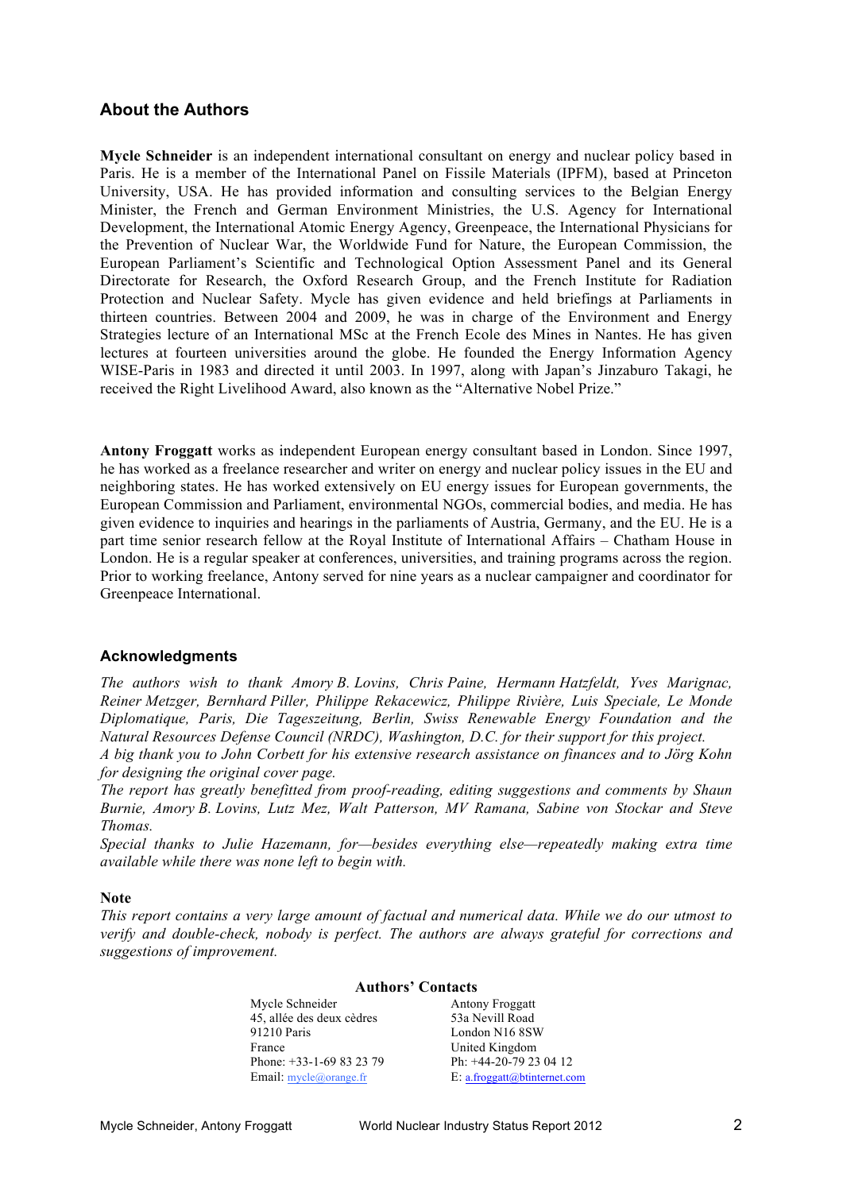## About the Authors

**Mycle Schneider** is an independent international consultant on energy and nuclear policy based in Paris. He is a member of the International Panel on Fissile Materials (IPFM), based at Princeton University, USA. He has provided information and consulting services to the Belgian Energy Minister, the French and German Environment Ministries, the U.S. Agency for International Development, the International Atomic Energy Agency, Greenpeace, the International Physicians for the Prevention of Nuclear War, the Worldwide Fund for Nature, the European Commission, the European Parliament's Scientific and Technological Option Assessment Panel and its General Directorate for Research, the Oxford Research Group, and the French Institute for Radiation Protection and Nuclear Safety. Mycle has given evidence and held briefings at Parliaments in thirteen countries. Between 2004 and 2009, he was in charge of the Environment and Energy Strategies lecture of an International MSc at the French Ecole des Mines in Nantes. He has given lectures at fourteen universities around the globe. He founded the Energy Information Agency WISE-Paris in 1983 and directed it until 2003. In 1997, along with Japan's Jinzaburo Takagi, he received the Right Livelihood Award, also known as the "Alternative Nobel Prize."

**Antony Froggatt** works as independent European energy consultant based in London. Since 1997, he has worked as a freelance researcher and writer on energy and nuclear policy issues in the EU and neighboring states. He has worked extensively on EU energy issues for European governments, the European Commission and Parliament, environmental NGOs, commercial bodies, and media. He has given evidence to inquiries and hearings in the parliaments of Austria, Germany, and the EU. He is a part time senior research fellow at the Royal Institute of International Affairs – Chatham House in London. He is a regular speaker at conferences, universities, and training programs across the region. Prior to working freelance, Antony served for nine years as a nuclear campaigner and coordinator for Greenpeace International.

## Acknowledgments

*The authors wish to thank Amory B. Lovins, Chris Paine, Hermann Hatzfeldt, Yves Marignac, Reiner Metzger, Bernhard Piller, Philippe Rekacewicz, Philippe Rivière, Luis Speciale, Le Monde Diplomatique, Paris, Die Tageszeitung, Berlin, Swiss Renewable Energy Foundation and the Natural Resources Defense Council (NRDC), Washington, D.C. for their support for this project.*

*A big thank you to John Corbett for his extensive research assistance on finances and to Jörg Kohn for designing the original cover page.*

*The report has greatly benefitted from proof-reading, editing suggestions and comments by Shaun Burnie, Amory B. Lovins, Lutz Mez, Walt Patterson, MV Ramana, Sabine von Stockar and Steve Thomas.*

*Special thanks to Julie Hazemann, for—besides everything else—repeatedly making extra time available while there was none left to begin with.*

**Note**

*This report contains a very large amount of factual and numerical data. While we do our utmost to verify and double-check, nobody is perfect. The authors are always grateful for corrections and suggestions of improvement.*

**Authors' Contacts**

| Mycle Schneider | Antony Froggatt |
|---|---|
| 45, allée des deux cèdres | 53a Nevill Road |
| 91210 Paris | London N16 8SW |
| France | United Kingdom |
| Phone: +33-1-69 83 23 79 | Ph: +44-20-79 23 04 12 |
| Email: mycle@orange.fr | E: a.froggatt@btinternet.com |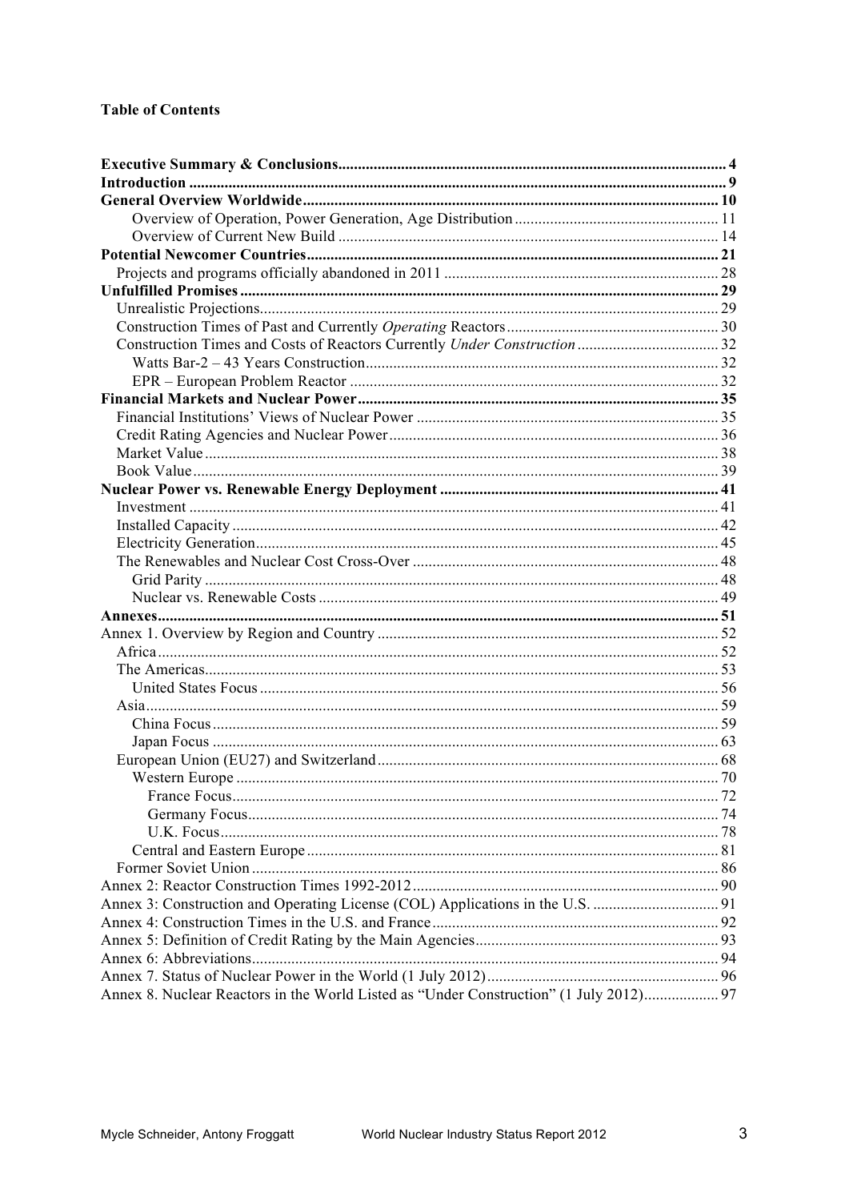**Table of Contents**

**Executive Summary & Conclusions** .......... 4
**Introduction** .......... 9
**General Overview Worldwide** .......... 10
- Overview of Operation, Power Generation, Age Distribution .......... 11
- Overview of Current New Build .......... 14

**Potential Newcomer Countries** .......... 21
- Projects and programs officially abandoned in 2011 .......... 28

**Unfulfilled Promises** .......... 29
- Unrealistic Projections .......... 29
- Construction Times of Past and Currently *Operating* Reactors .......... 30
- Construction Times and Costs of Reactors Currently *Under Construction* .......... 32
  - Watts Bar-2 – 43 Years Construction .......... 32
  - EPR – European Problem Reactor .......... 32

**Financial Markets and Nuclear Power** .......... 35
- Financial Institutions' Views of Nuclear Power .......... 35
- Credit Rating Agencies and Nuclear Power .......... 36
- Market Value .......... 38
- Book Value .......... 39

**Nuclear Power vs. Renewable Energy Deployment** .......... 41
- Investment .......... 41
- Installed Capacity .......... 42
- Electricity Generation .......... 45
- The Renewables and Nuclear Cost Cross-Over .......... 48
  - Grid Parity .......... 48
  - Nuclear vs. Renewable Costs .......... 49

**Annexes** .......... 51
- Annex 1. Overview by Region and Country .......... 52
  - Africa .......... 52
  - The Americas .......... 53
    - United States Focus .......... 56
  - Asia .......... 59
    - China Focus .......... 59
    - Japan Focus .......... 63
  - European Union (EU27) and Switzerland .......... 68
    - Western Europe .......... 70
      - France Focus .......... 72
      - Germany Focus .......... 74
      - U.K. Focus .......... 78
    - Central and Eastern Europe .......... 81
  - Former Soviet Union .......... 86
- Annex 2: Reactor Construction Times 1992-2012 .......... 90
- Annex 3: Construction and Operating License (COL) Applications in the U.S. .......... 91
- Annex 4: Construction Times in the U.S. and France .......... 92
- Annex 5: Definition of Credit Rating by the Main Agencies .......... 93
- Annex 6: Abbreviations .......... 94
- Annex 7. Status of Nuclear Power in the World (1 July 2012) .......... 96
- Annex 8. Nuclear Reactors in the World Listed as "Under Construction" (1 July 2012) .......... 97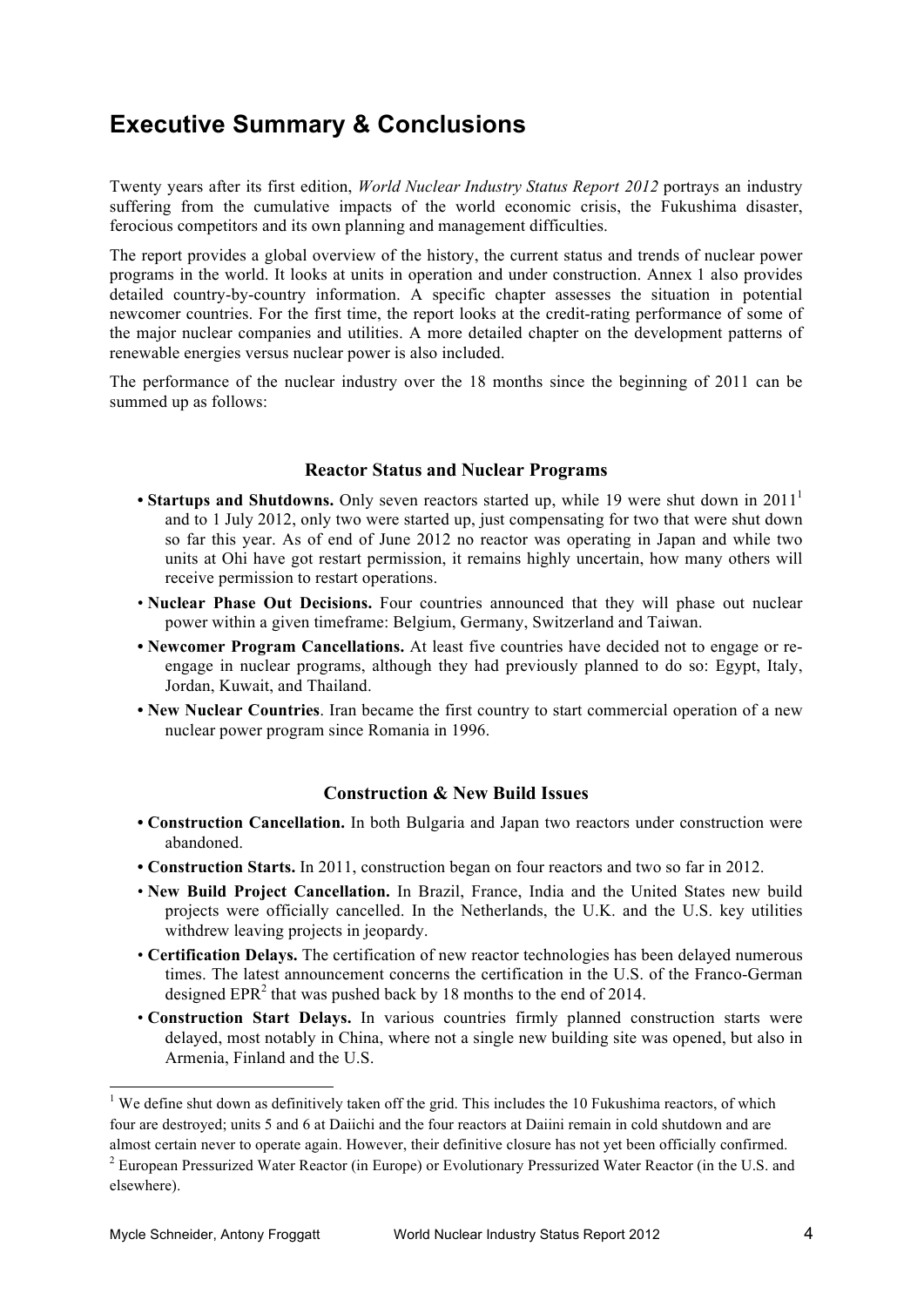## Executive Summary & Conclusions

Twenty years after its first edition, *World Nuclear Industry Status Report 2012* portrays an industry suffering from the cumulative impacts of the world economic crisis, the Fukushima disaster, ferocious competitors and its own planning and management difficulties.

The report provides a global overview of the history, the current status and trends of nuclear power programs in the world. It looks at units in operation and under construction. Annex 1 also provides detailed country-by-country information. A specific chapter assesses the situation in potential newcomer countries. For the first time, the report looks at the credit-rating performance of some of the major nuclear companies and utilities. A more detailed chapter on the development patterns of renewable energies versus nuclear power is also included.

The performance of the nuclear industry over the 18 months since the beginning of 2011 can be summed up as follows:

### Reactor Status and Nuclear Programs

- **Startups and Shutdowns.** Only seven reactors started up, while 19 were shut down in 2011[1] and to 1 July 2012, only two were started up, just compensating for two that were shut down so far this year. As of end of June 2012 no reactor was operating in Japan and while two units at Ohi have got restart permission, it remains highly uncertain, how many others will receive permission to restart operations.
- **Nuclear Phase Out Decisions.** Four countries announced that they will phase out nuclear power within a given timeframe: Belgium, Germany, Switzerland and Taiwan.
- **Newcomer Program Cancellations.** At least five countries have decided not to engage or re-engage in nuclear programs, although they had previously planned to do so: Egypt, Italy, Jordan, Kuwait, and Thailand.
- **New Nuclear Countries**. Iran became the first country to start commercial operation of a new nuclear power program since Romania in 1996.

### Construction & New Build Issues

- **Construction Cancellation.** In both Bulgaria and Japan two reactors under construction were abandoned.
- **Construction Starts.** In 2011, construction began on four reactors and two so far in 2012.
- **New Build Project Cancellation.** In Brazil, France, India and the United States new build projects were officially cancelled. In the Netherlands, the U.K. and the U.S. key utilities withdrew leaving projects in jeopardy.
- **Certification Delays.** The certification of new reactor technologies has been delayed numerous times. The latest announcement concerns the certification in the U.S. of the Franco-German designed EPR[2] that was pushed back by 18 months to the end of 2014.
- **Construction Start Delays.** In various countries firmly planned construction starts were delayed, most notably in China, where not a single new building site was opened, but also in Armenia, Finland and the U.S.

---

[1] We define shut down as definitively taken off the grid. This includes the 10 Fukushima reactors, of which four are destroyed; units 5 and 6 at Daiichi and the four reactors at Daiini remain in cold shutdown and are almost certain never to operate again. However, their definitive closure has not yet been officially confirmed.

[2] European Pressurized Water Reactor (in Europe) or Evolutionary Pressurized Water Reactor (in the U.S. and elsewhere).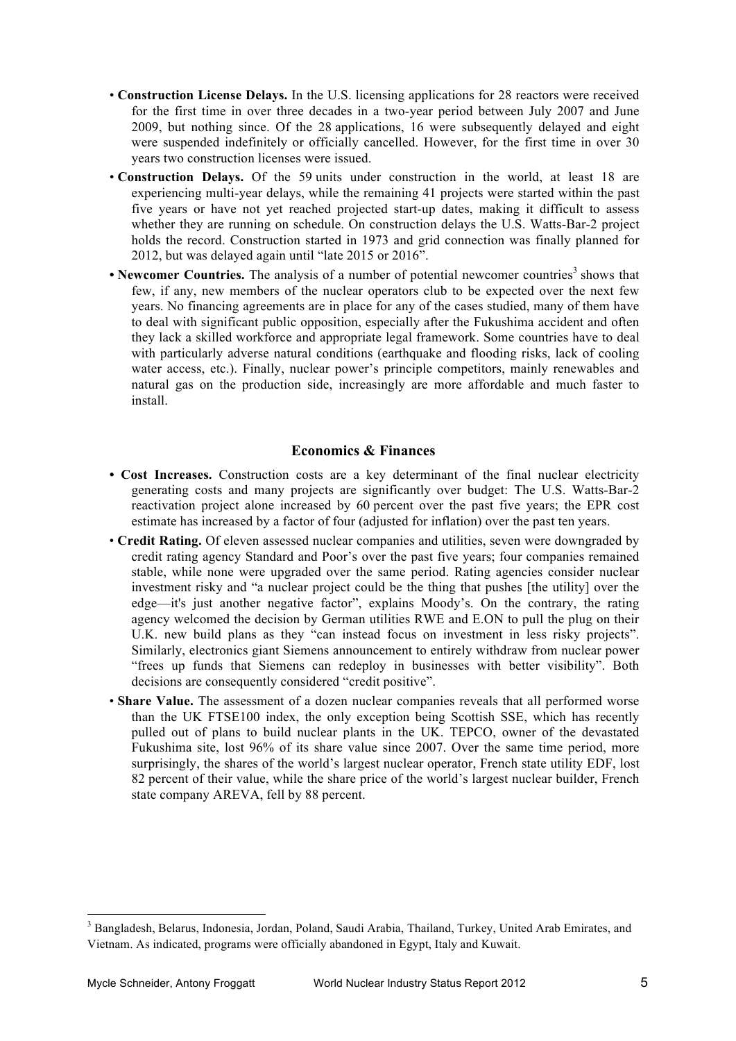- **Construction License Delays.** In the U.S. licensing applications for 28 reactors were received for the first time in over three decades in a two-year period between July 2007 and June 2009, but nothing since. Of the 28 applications, 16 were subsequently delayed and eight were suspended indefinitely or officially cancelled. However, for the first time in over 30 years two construction licenses were issued.
- **Construction Delays.** Of the 59 units under construction in the world, at least 18 are experiencing multi-year delays, while the remaining 41 projects were started within the past five years or have not yet reached projected start-up dates, making it difficult to assess whether they are running on schedule. On construction delays the U.S. Watts-Bar-2 project holds the record. Construction started in 1973 and grid connection was finally planned for 2012, but was delayed again until "late 2015 or 2016".
- **Newcomer Countries.** The analysis of a number of potential newcomer countries[3] shows that few, if any, new members of the nuclear operators club to be expected over the next few years. No financing agreements are in place for any of the cases studied, many of them have to deal with significant public opposition, especially after the Fukushima accident and often they lack a skilled workforce and appropriate legal framework. Some countries have to deal with particularly adverse natural conditions (earthquake and flooding risks, lack of cooling water access, etc.). Finally, nuclear power's principle competitors, mainly renewables and natural gas on the production side, increasingly are more affordable and much faster to install.

### Economics & Finances

- **Cost Increases.** Construction costs are a key determinant of the final nuclear electricity generating costs and many projects are significantly over budget: The U.S. Watts-Bar-2 reactivation project alone increased by 60 percent over the past five years; the EPR cost estimate has increased by a factor of four (adjusted for inflation) over the past ten years.
- **Credit Rating.** Of eleven assessed nuclear companies and utilities, seven were downgraded by credit rating agency Standard and Poor's over the past five years; four companies remained stable, while none were upgraded over the same period. Rating agencies consider nuclear investment risky and "a nuclear project could be the thing that pushes [the utility] over the edge—it's just another negative factor", explains Moody's. On the contrary, the rating agency welcomed the decision by German utilities RWE and E.ON to pull the plug on their U.K. new build plans as they "can instead focus on investment in less risky projects". Similarly, electronics giant Siemens announcement to entirely withdraw from nuclear power "frees up funds that Siemens can redeploy in businesses with better visibility". Both decisions are consequently considered "credit positive".
- **Share Value.** The assessment of a dozen nuclear companies reveals that all performed worse than the UK FTSE100 index, the only exception being Scottish SSE, which has recently pulled out of plans to build nuclear plants in the UK. TEPCO, owner of the devastated Fukushima site, lost 96% of its share value since 2007. Over the same time period, more surprisingly, the shares of the world's largest nuclear operator, French state utility EDF, lost 82 percent of their value, while the share price of the world's largest nuclear builder, French state company AREVA, fell by 88 percent.

---

[3] Bangladesh, Belarus, Indonesia, Jordan, Poland, Saudi Arabia, Thailand, Turkey, United Arab Emirates, and Vietnam. As indicated, programs were officially abandoned in Egypt, Italy and Kuwait.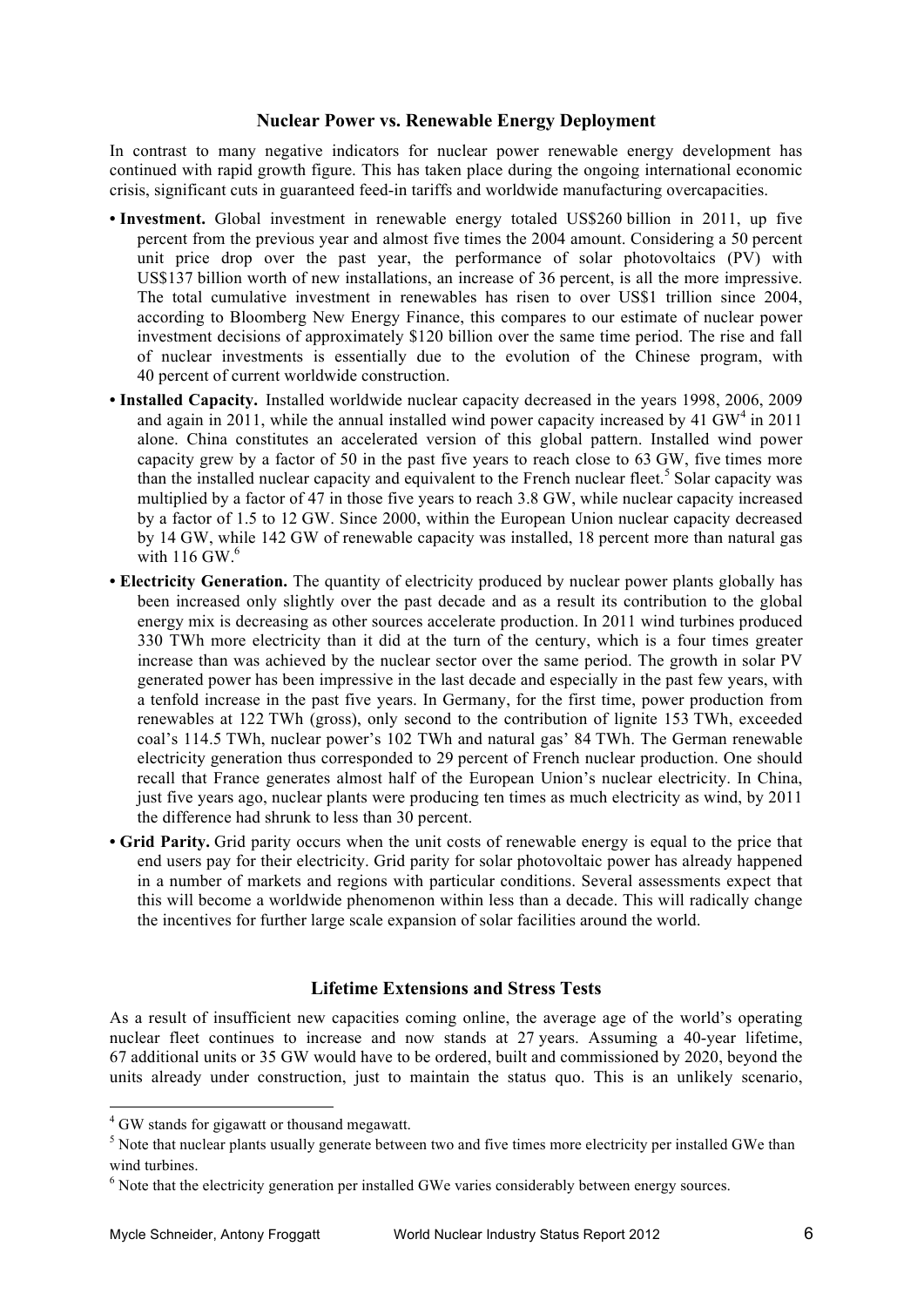## Nuclear Power vs. Renewable Energy Deployment

In contrast to many negative indicators for nuclear power renewable energy development has continued with rapid growth figure. This has taken place during the ongoing international economic crisis, significant cuts in guaranteed feed-in tariffs and worldwide manufacturing overcapacities.

- **Investment.** Global investment in renewable energy totaled US$260 billion in 2011, up five percent from the previous year and almost five times the 2004 amount. Considering a 50 percent unit price drop over the past year, the performance of solar photovoltaics (PV) with US$137 billion worth of new installations, an increase of 36 percent, is all the more impressive. The total cumulative investment in renewables has risen to over US$1 trillion since 2004, according to Bloomberg New Energy Finance, this compares to our estimate of nuclear power investment decisions of approximately $120 billion over the same time period. The rise and fall of nuclear investments is essentially due to the evolution of the Chinese program, with 40 percent of current worldwide construction.
- **Installed Capacity.** Installed worldwide nuclear capacity decreased in the years 1998, 2006, 2009 and again in 2011, while the annual installed wind power capacity increased by 41 GW[4] in 2011 alone. China constitutes an accelerated version of this global pattern. Installed wind power capacity grew by a factor of 50 in the past five years to reach close to 63 GW, five times more than the installed nuclear capacity and equivalent to the French nuclear fleet.[5] Solar capacity was multiplied by a factor of 47 in those five years to reach 3.8 GW, while nuclear capacity increased by a factor of 1.5 to 12 GW. Since 2000, within the European Union nuclear capacity decreased by 14 GW, while 142 GW of renewable capacity was installed, 18 percent more than natural gas with 116 GW.[6]
- **Electricity Generation.** The quantity of electricity produced by nuclear power plants globally has been increased only slightly over the past decade and as a result its contribution to the global energy mix is decreasing as other sources accelerate production. In 2011 wind turbines produced 330 TWh more electricity than it did at the turn of the century, which is a four times greater increase than was achieved by the nuclear sector over the same period. The growth in solar PV generated power has been impressive in the last decade and especially in the past few years, with a tenfold increase in the past five years. In Germany, for the first time, power production from renewables at 122 TWh (gross), only second to the contribution of lignite 153 TWh, exceeded coal's 114.5 TWh, nuclear power's 102 TWh and natural gas' 84 TWh. The German renewable electricity generation thus corresponded to 29 percent of French nuclear production. One should recall that France generates almost half of the European Union's nuclear electricity. In China, just five years ago, nuclear plants were producing ten times as much electricity as wind, by 2011 the difference had shrunk to less than 30 percent.
- **Grid Parity.** Grid parity occurs when the unit costs of renewable energy is equal to the price that end users pay for their electricity. Grid parity for solar photovoltaic power has already happened in a number of markets and regions with particular conditions. Several assessments expect that this will become a worldwide phenomenon within less than a decade. This will radically change the incentives for further large scale expansion of solar facilities around the world.

## Lifetime Extensions and Stress Tests

As a result of insufficient new capacities coming online, the average age of the world's operating nuclear fleet continues to increase and now stands at 27 years. Assuming a 40-year lifetime, 67 additional units or 35 GW would have to be ordered, built and commissioned by 2020, beyond the units already under construction, just to maintain the status quo. This is an unlikely scenario,

---

[4] GW stands for gigawatt or thousand megawatt.

[5] Note that nuclear plants usually generate between two and five times more electricity per installed GWe than wind turbines.

[6] Note that the electricity generation per installed GWe varies considerably between energy sources.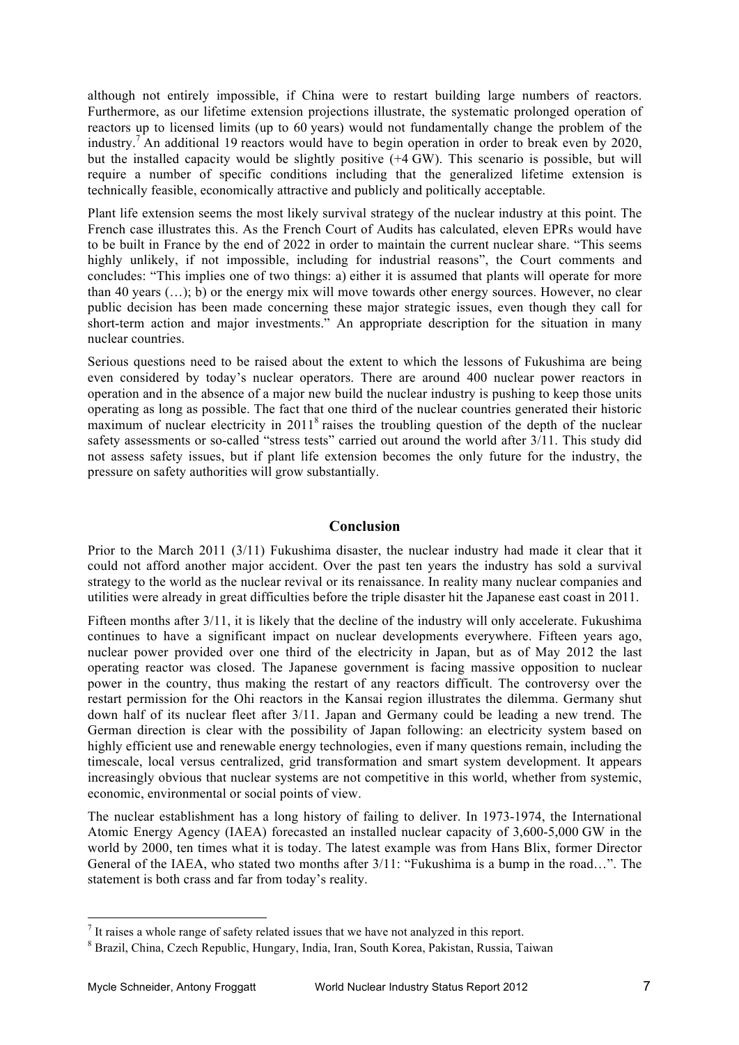although not entirely impossible, if China were to restart building large numbers of reactors. Furthermore, as our lifetime extension projections illustrate, the systematic prolonged operation of reactors up to licensed limits (up to 60 years) would not fundamentally change the problem of the industry.[7] An additional 19 reactors would have to begin operation in order to break even by 2020, but the installed capacity would be slightly positive (+4 GW). This scenario is possible, but will require a number of specific conditions including that the generalized lifetime extension is technically feasible, economically attractive and publicly and politically acceptable.

Plant life extension seems the most likely survival strategy of the nuclear industry at this point. The French case illustrates this. As the French Court of Audits has calculated, eleven EPRs would have to be built in France by the end of 2022 in order to maintain the current nuclear share. "This seems highly unlikely, if not impossible, including for industrial reasons", the Court comments and concludes: "This implies one of two things: a) either it is assumed that plants will operate for more than 40 years (…); b) or the energy mix will move towards other energy sources. However, no clear public decision has been made concerning these major strategic issues, even though they call for short-term action and major investments." An appropriate description for the situation in many nuclear countries.

Serious questions need to be raised about the extent to which the lessons of Fukushima are being even considered by today's nuclear operators. There are around 400 nuclear power reactors in operation and in the absence of a major new build the nuclear industry is pushing to keep those units operating as long as possible. The fact that one third of the nuclear countries generated their historic maximum of nuclear electricity in 2011[8] raises the troubling question of the depth of the nuclear safety assessments or so-called "stress tests" carried out around the world after 3/11. This study did not assess safety issues, but if plant life extension becomes the only future for the industry, the pressure on safety authorities will grow substantially.

## Conclusion

Prior to the March 2011 (3/11) Fukushima disaster, the nuclear industry had made it clear that it could not afford another major accident. Over the past ten years the industry has sold a survival strategy to the world as the nuclear revival or its renaissance. In reality many nuclear companies and utilities were already in great difficulties before the triple disaster hit the Japanese east coast in 2011.

Fifteen months after 3/11, it is likely that the decline of the industry will only accelerate. Fukushima continues to have a significant impact on nuclear developments everywhere. Fifteen years ago, nuclear power provided over one third of the electricity in Japan, but as of May 2012 the last operating reactor was closed. The Japanese government is facing massive opposition to nuclear power in the country, thus making the restart of any reactors difficult. The controversy over the restart permission for the Ohi reactors in the Kansai region illustrates the dilemma. Germany shut down half of its nuclear fleet after 3/11. Japan and Germany could be leading a new trend. The German direction is clear with the possibility of Japan following: an electricity system based on highly efficient use and renewable energy technologies, even if many questions remain, including the timescale, local versus centralized, grid transformation and smart system development. It appears increasingly obvious that nuclear systems are not competitive in this world, whether from systemic, economic, environmental or social points of view.

The nuclear establishment has a long history of failing to deliver. In 1973-1974, the International Atomic Energy Agency (IAEA) forecasted an installed nuclear capacity of 3,600-5,000 GW in the world by 2000, ten times what it is today. The latest example was from Hans Blix, former Director General of the IAEA, who stated two months after 3/11: "Fukushima is a bump in the road…". The statement is both crass and far from today's reality.

---

[7] It raises a whole range of safety related issues that we have not analyzed in this report.

[8] Brazil, China, Czech Republic, Hungary, India, Iran, South Korea, Pakistan, Russia, Taiwan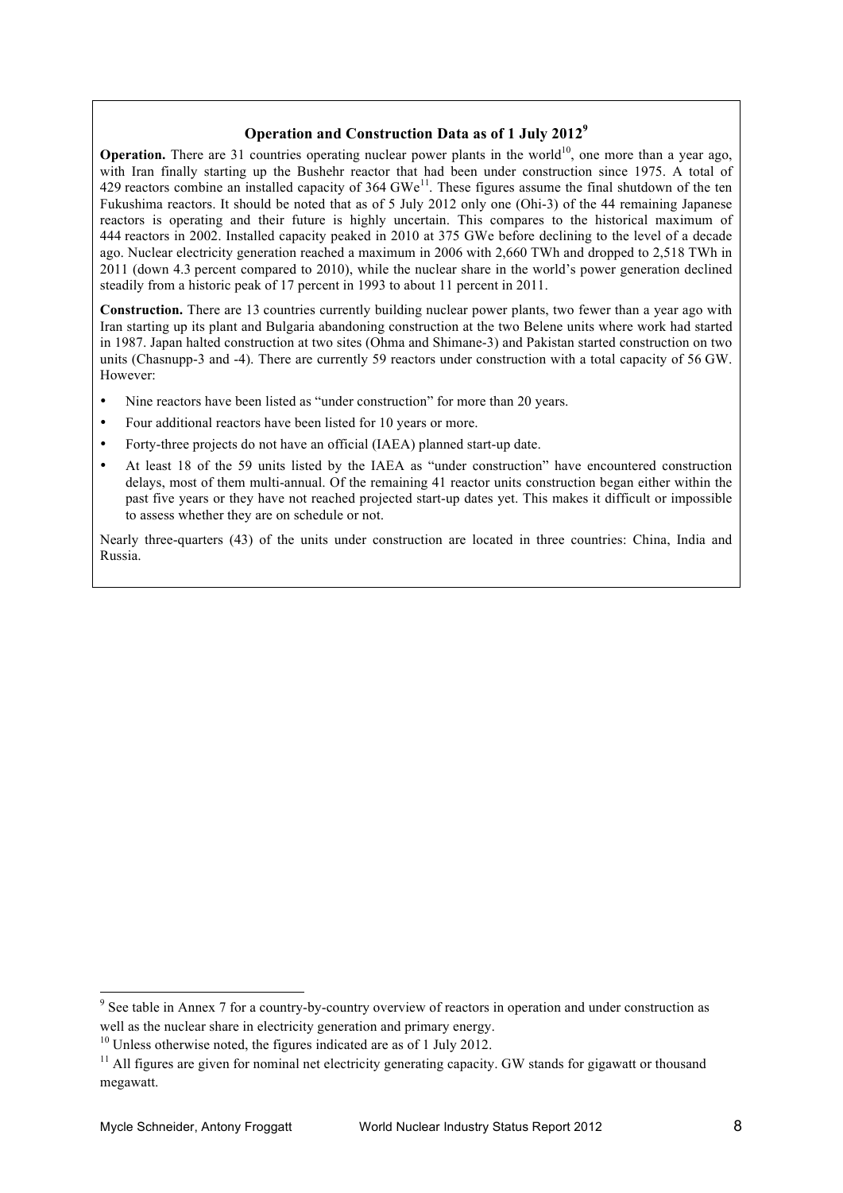### Operation and Construction Data as of 1 July 2012[9]

**Operation.** There are 31 countries operating nuclear power plants in the world[10], one more than a year ago, with Iran finally starting up the Bushehr reactor that had been under construction since 1975. A total of 429 reactors combine an installed capacity of 364 GWe[11]. These figures assume the final shutdown of the ten Fukushima reactors. It should be noted that as of 5 July 2012 only one (Ohi-3) of the 44 remaining Japanese reactors is operating and their future is highly uncertain. This compares to the historical maximum of 444 reactors in 2002. Installed capacity peaked in 2010 at 375 GWe before declining to the level of a decade ago. Nuclear electricity generation reached a maximum in 2006 with 2,660 TWh and dropped to 2,518 TWh in 2011 (down 4.3 percent compared to 2010), while the nuclear share in the world's power generation declined steadily from a historic peak of 17 percent in 1993 to about 11 percent in 2011.

**Construction.** There are 13 countries currently building nuclear power plants, two fewer than a year ago with Iran starting up its plant and Bulgaria abandoning construction at the two Belene units where work had started in 1987. Japan halted construction at two sites (Ohma and Shimane-3) and Pakistan started construction on two units (Chasnupp-3 and -4). There are currently 59 reactors under construction with a total capacity of 56 GW. However:

- Nine reactors have been listed as "under construction" for more than 20 years.
- Four additional reactors have been listed for 10 years or more.
- Forty-three projects do not have an official (IAEA) planned start-up date.
- At least 18 of the 59 units listed by the IAEA as "under construction" have encountered construction delays, most of them multi-annual. Of the remaining 41 reactor units construction began either within the past five years or they have not reached projected start-up dates yet. This makes it difficult or impossible to assess whether they are on schedule or not.

Nearly three-quarters (43) of the units under construction are located in three countries: China, India and Russia.

[9] See table in Annex 7 for a country-by-country overview of reactors in operation and under construction as well as the nuclear share in electricity generation and primary energy.

[10] Unless otherwise noted, the figures indicated are as of 1 July 2012.

[11] All figures are given for nominal net electricity generating capacity. GW stands for gigawatt or thousand megawatt.